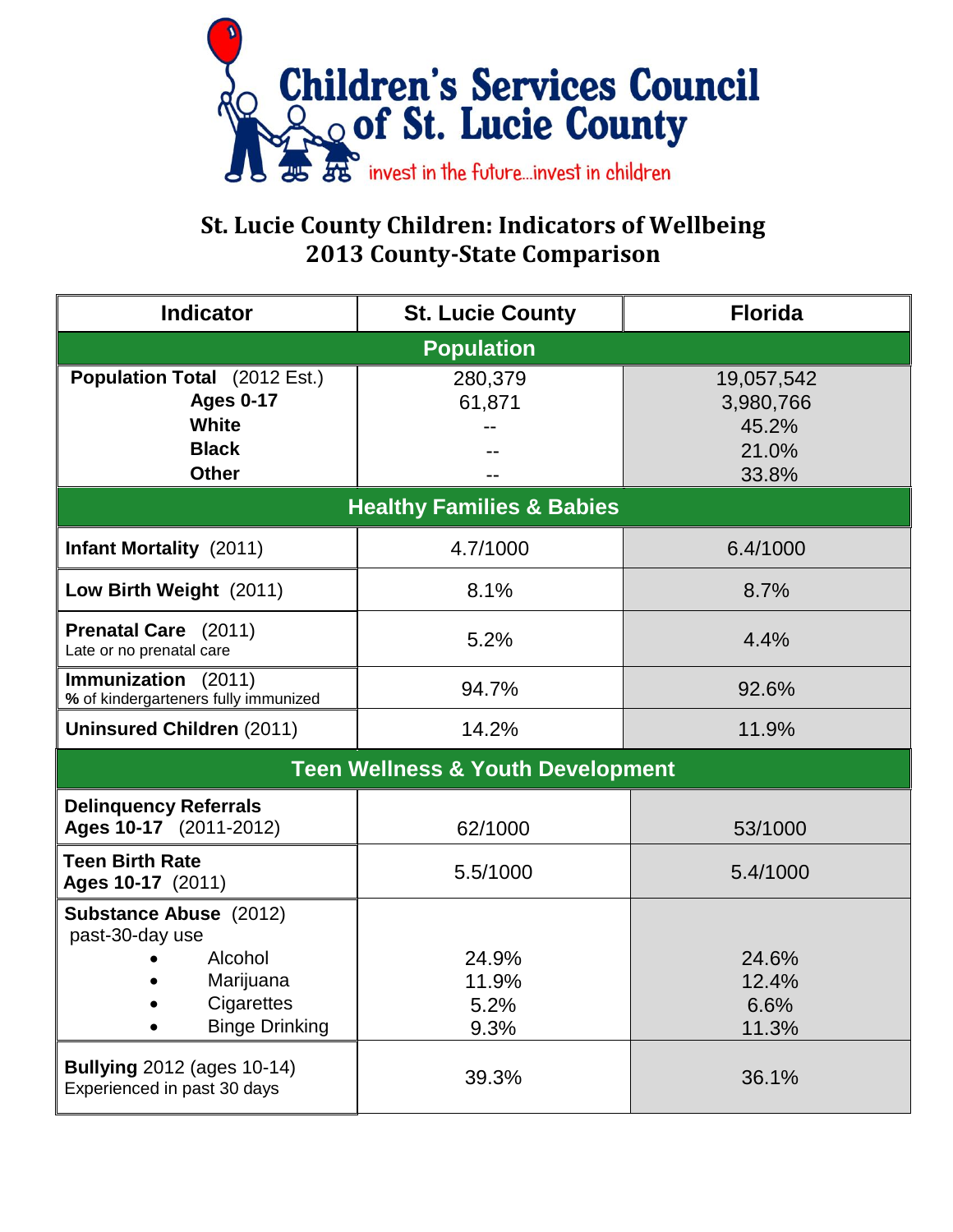# Children's Services Council of St. Lucie County

invest in the future...invest in children

## St. Lucie County Children: Indicators of Wellbeing
## 2013 County-State Comparison

| Indicator | St. Lucie County | Florida |
|---|---|---|
| **Population** | | |
| **Population Total** (2012 Est.) | 280,379 | 19,057,542 |
| **Ages 0-17** | 61,871 | 3,980,766 |
| **White** | -- | 45.2% |
| **Black** | -- | 21.0% |
| **Other** | -- | 33.8% |
| **Healthy Families & Babies** | | |
| **Infant Mortality** (2011) | 4.7/1000 | 6.4/1000 |
| **Low Birth Weight** (2011) | 8.1% | 8.7% |
| **Prenatal Care** (2011) Late or no prenatal care | 5.2% | 4.4% |
| **Immunization** (2011) **%** of kindergarteners fully immunized | 94.7% | 92.6% |
| **Uninsured Children** (2011) | 14.2% | 11.9% |
| **Teen Wellness & Youth Development** | | |
| **Delinquency Referrals Ages 10-17** (2011-2012) | 62/1000 | 53/1000 |
| **Teen Birth Rate Ages 10-17** (2011) | 5.5/1000 | 5.4/1000 |
| **Substance Abuse** (2012) past-30-day use | | |
| • Alcohol | 24.9% | 24.6% |
| • Marijuana | 11.9% | 12.4% |
| • Cigarettes | 5.2% | 6.6% |
| • Binge Drinking | 9.3% | 11.3% |
| **Bullying** 2012 (ages 10-14) Experienced in past 30 days | 39.3% | 36.1% |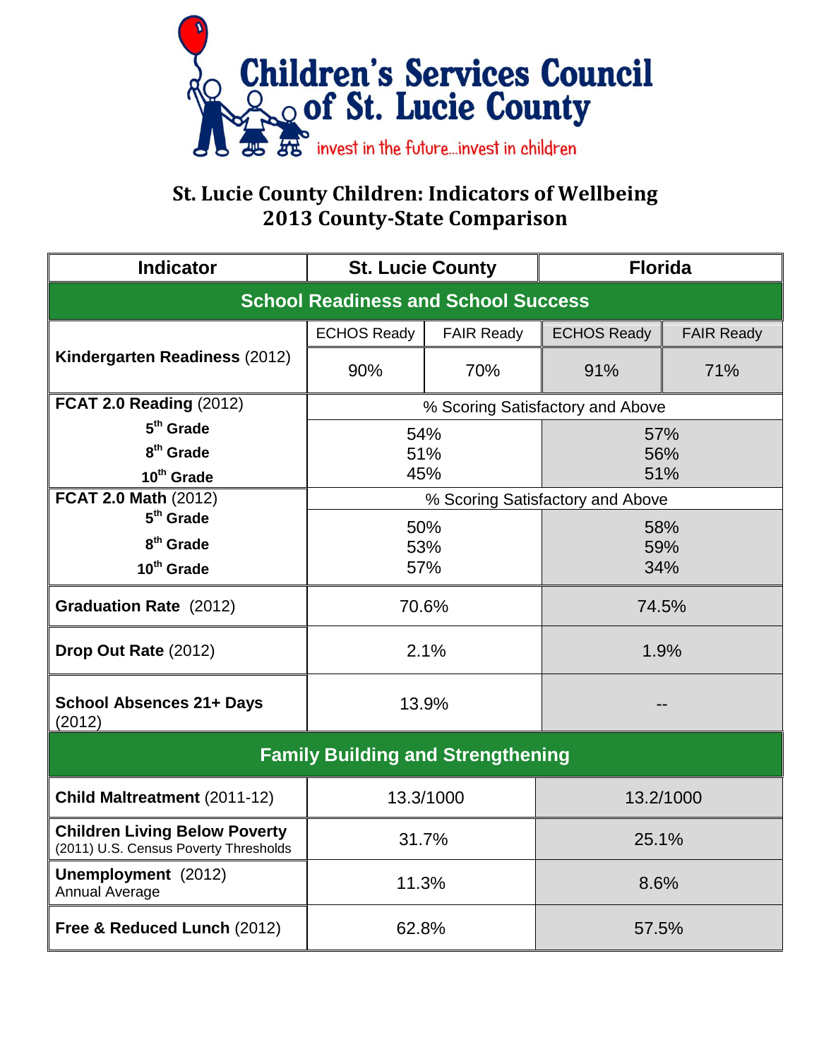# Children's Services Council of St. Lucie County

invest in the future...invest in children

## St. Lucie County Children: Indicators of Wellbeing
## 2013 County-State Comparison

| Indicator | St. Lucie County | | Florida | |
|---|---|---|---|---|
| **School Readiness and School Success** | | | | |
| | ECHOS Ready | FAIR Ready | ECHOS Ready | FAIR Ready |
| **Kindergarten Readiness** (2012) | 90% | 70% | 91% | 71% |
| **FCAT 2.0 Reading** (2012) | % Scoring Satisfactory and Above | | | |
| 5th Grade | 54% | | 57% | |
| 8th Grade | 51% | | 56% | |
| 10th Grade | 45% | | 51% | |
| **FCAT 2.0 Math** (2012) | % Scoring Satisfactory and Above | | | |
| 5th Grade | 50% | | 58% | |
| 8th Grade | 53% | | 59% | |
| 10th Grade | 57% | | 34% | |
| **Graduation Rate** (2012) | 70.6% | | 74.5% | |
| **Drop Out Rate** (2012) | 2.1% | | 1.9% | |
| **School Absences 21+ Days** (2012) | 13.9% | | -- | |
| **Family Building and Strengthening** | | | | |
| **Child Maltreatment** (2011-12) | 13.3/1000 | | 13.2/1000 | |
| **Children Living Below Poverty** (2011) U.S. Census Poverty Thresholds | 31.7% | | 25.1% | |
| **Unemployment** (2012) Annual Average | 11.3% | | 8.6% | |
| **Free & Reduced Lunch** (2012) | 62.8% | | 57.5% | |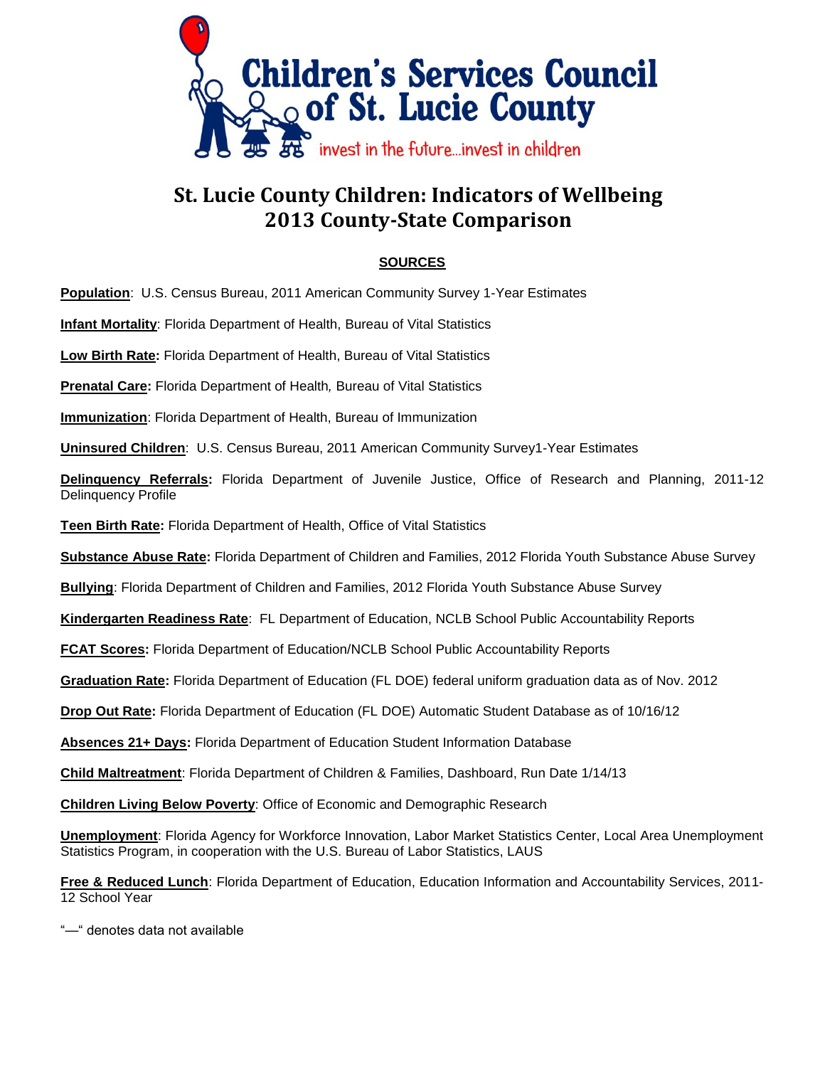Children's Services Council of St. Lucie County

invest in the future...invest in children

# St. Lucie County Children: Indicators of Wellbeing
# 2013 County-State Comparison

## SOURCES

**Population**: U.S. Census Bureau, 2011 American Community Survey 1-Year Estimates

**Infant Mortality**: Florida Department of Health, Bureau of Vital Statistics

**Low Birth Rate:** Florida Department of Health, Bureau of Vital Statistics

**Prenatal Care:** Florida Department of Health, Bureau of Vital Statistics

**Immunization**: Florida Department of Health, Bureau of Immunization

**Uninsured Children**: U.S. Census Bureau, 2011 American Community Survey1-Year Estimates

**Delinquency Referrals:** Florida Department of Juvenile Justice, Office of Research and Planning, 2011-12 Delinquency Profile

**Teen Birth Rate:** Florida Department of Health, Office of Vital Statistics

**Substance Abuse Rate:** Florida Department of Children and Families, 2012 Florida Youth Substance Abuse Survey

**Bullying**: Florida Department of Children and Families, 2012 Florida Youth Substance Abuse Survey

**Kindergarten Readiness Rate**: FL Department of Education, NCLB School Public Accountability Reports

**FCAT Scores:** Florida Department of Education/NCLB School Public Accountability Reports

**Graduation Rate:** Florida Department of Education (FL DOE) federal uniform graduation data as of Nov. 2012

**Drop Out Rate:** Florida Department of Education (FL DOE) Automatic Student Database as of 10/16/12

**Absences 21+ Days:** Florida Department of Education Student Information Database

**Child Maltreatment**: Florida Department of Children & Families, Dashboard, Run Date 1/14/13

**Children Living Below Poverty**: Office of Economic and Demographic Research

**Unemployment**: Florida Agency for Workforce Innovation, Labor Market Statistics Center, Local Area Unemployment Statistics Program, in cooperation with the U.S. Bureau of Labor Statistics, LAUS

**Free & Reduced Lunch**: Florida Department of Education, Education Information and Accountability Services, 2011-12 School Year

"—" denotes data not available